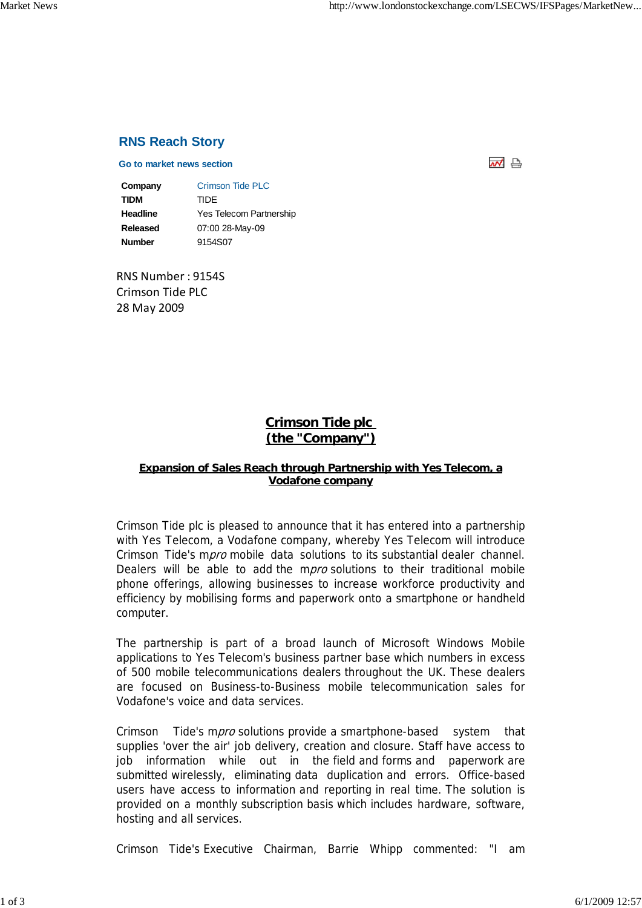## RNS Reach Story

**Go to market news section**

| | |
|---|---|
| **Company** | Crimson Tide PLC |
| **TIDM** | TIDE |
| **Headline** | Yes Telecom Partnership |
| **Released** | 07:00 28-May-09 |
| **Number** | 9154S07 |

RNS Number : 9154S
Crimson Tide PLC
28 May 2009

**Crimson Tide plc**
**(the "Company")**

**Expansion of Sales Reach through Partnership with Yes Telecom, a Vodafone company**

Crimson Tide plc is pleased to announce that it has entered into a partnership with Yes Telecom, a Vodafone company, whereby Yes Telecom will introduce Crimson Tide's m*pro* mobile data solutions to its substantial dealer channel. Dealers will be able to add the m*pro* solutions to their traditional mobile phone offerings, allowing businesses to increase workforce productivity and efficiency by mobilising forms and paperwork onto a smartphone or handheld computer.

The partnership is part of a broad launch of Microsoft Windows Mobile applications to Yes Telecom's business partner base which numbers in excess of 500 mobile telecommunications dealers throughout the UK. These dealers are focused on Business-to-Business mobile telecommunication sales for Vodafone's voice and data services.

Crimson Tide's m*pro* solutions provide a smartphone-based system that supplies 'over the air' job delivery, creation and closure. Staff have access to job information while out in the field and forms and paperwork are submitted wirelessly, eliminating data duplication and errors. Office-based users have access to information and reporting in real time. The solution is provided on a monthly subscription basis which includes hardware, software, hosting and all services.

Crimson Tide's Executive Chairman, Barrie Whipp commented: "I am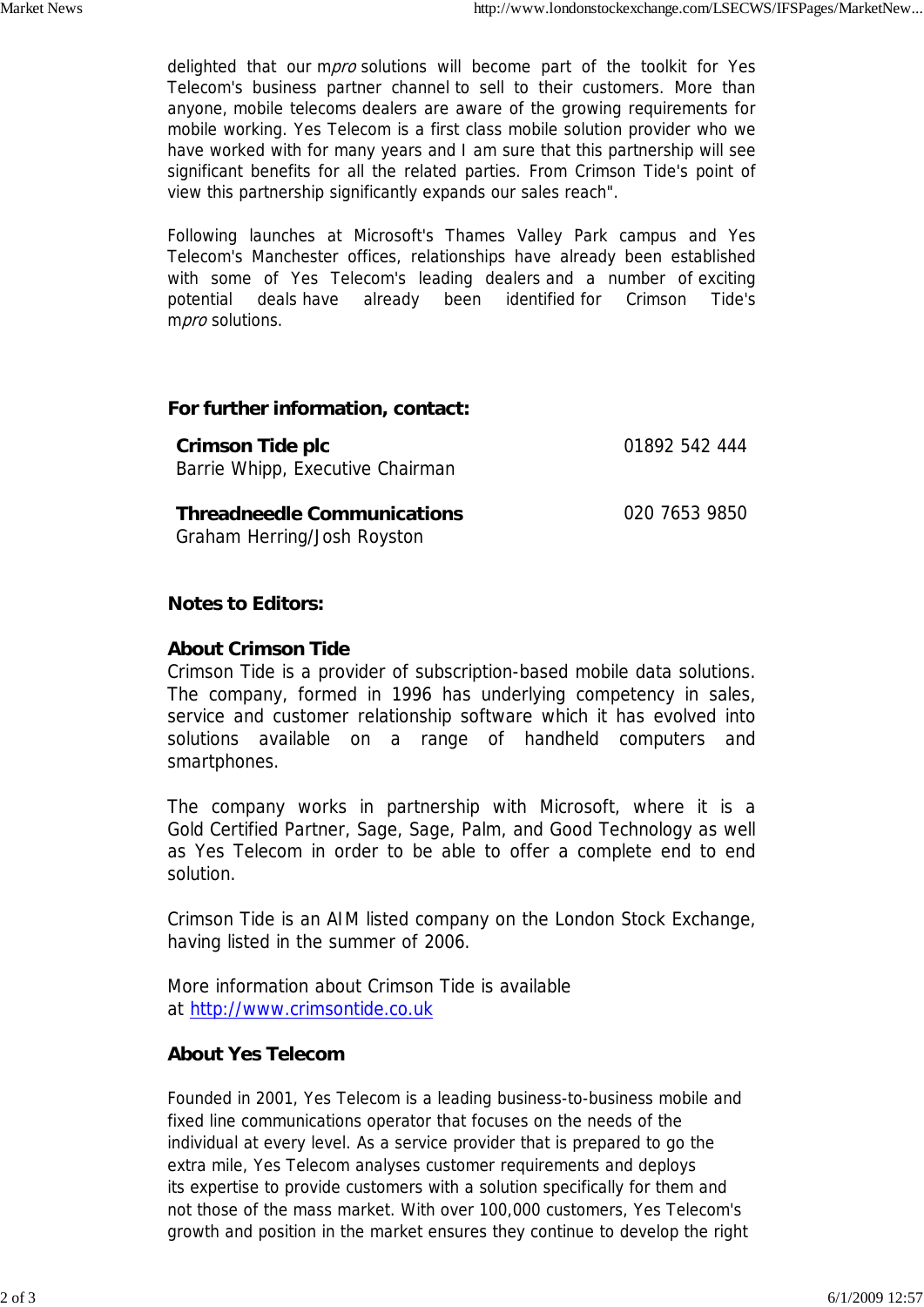delighted that our m*pro* solutions will become part of the toolkit for Yes Telecom's business partner channel to sell to their customers. More than anyone, mobile telecoms dealers are aware of the growing requirements for mobile working. Yes Telecom is a first class mobile solution provider who we have worked with for many years and I am sure that this partnership will see significant benefits for all the related parties. From Crimson Tide's point of view this partnership significantly expands our sales reach".

Following launches at Microsoft's Thames Valley Park campus and Yes Telecom's Manchester offices, relationships have already been established with some of Yes Telecom's leading dealers and a number of exciting potential deals have already been identified for Crimson Tide's m*pro* solutions.

**For further information, contact:**

| | |
|---|---|
| **Crimson Tide plc**<br>Barrie Whipp, Executive Chairman | 01892 542 444 |
| **Threadneedle Communications**<br>Graham Herring/Josh Royston | 020 7653 9850 |

**Notes to Editors:**

**About Crimson Tide**

Crimson Tide is a provider of subscription-based mobile data solutions. The company, formed in 1996 has underlying competency in sales, service and customer relationship software which it has evolved into solutions available on a range of handheld computers and smartphones.

The company works in partnership with Microsoft, where it is a Gold Certified Partner, Sage, Sage, Palm, and Good Technology as well as Yes Telecom in order to be able to offer a complete end to end solution.

Crimson Tide is an AIM listed company on the London Stock Exchange, having listed in the summer of 2006.

More information about Crimson Tide is available at http://www.crimsontide.co.uk

**About Yes Telecom**

Founded in 2001, Yes Telecom is a leading business-to-business mobile and fixed line communications operator that focuses on the needs of the individual at every level. As a service provider that is prepared to go the extra mile, Yes Telecom analyses customer requirements and deploys its expertise to provide customers with a solution specifically for them and not those of the mass market. With over 100,000 customers, Yes Telecom's growth and position in the market ensures they continue to develop the right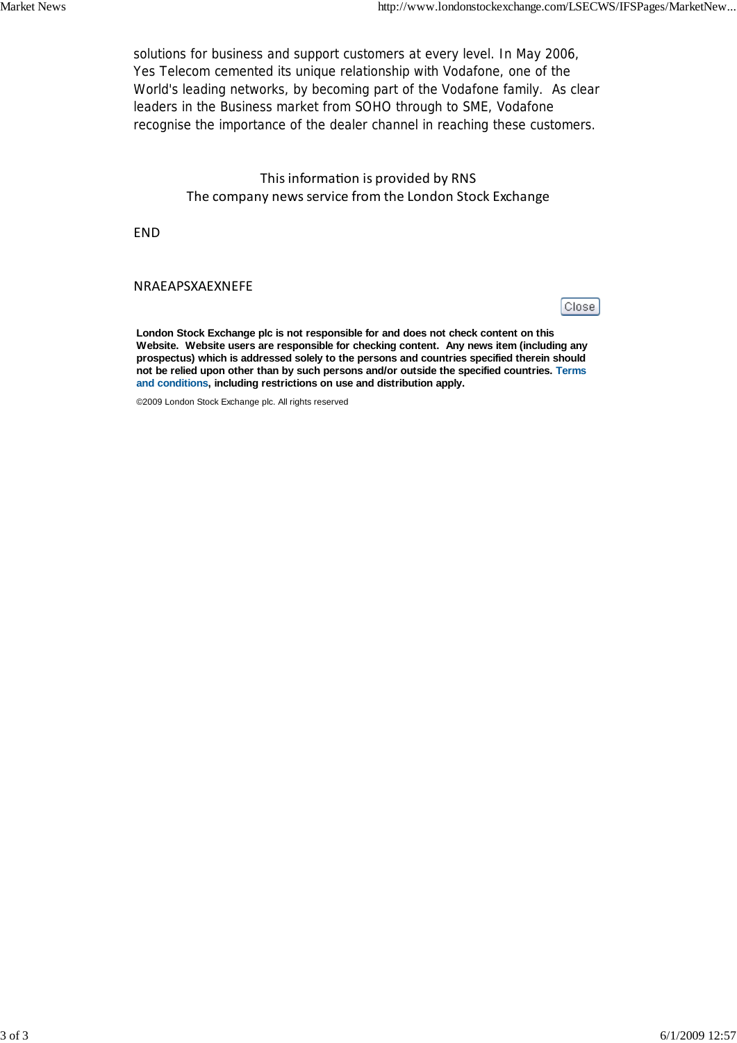solutions for business and support customers at every level. In May 2006, Yes Telecom cemented its unique relationship with Vodafone, one of the World's leading networks, by becoming part of the Vodafone family. As clear leaders in the Business market from SOHO through to SME, Vodafone recognise the importance of the dealer channel in reaching these customers.

This information is provided by RNS
The company news service from the London Stock Exchange

END

NRAEAPSXAEXNEFE

Close

**London Stock Exchange plc is not responsible for and does not check content on this Website. Website users are responsible for checking content. Any news item (including any prospectus) which is addressed solely to the persons and countries specified therein should not be relied upon other than by such persons and/or outside the specified countries. Terms and conditions, including restrictions on use and distribution apply.**

©2009 London Stock Exchange plc. All rights reserved